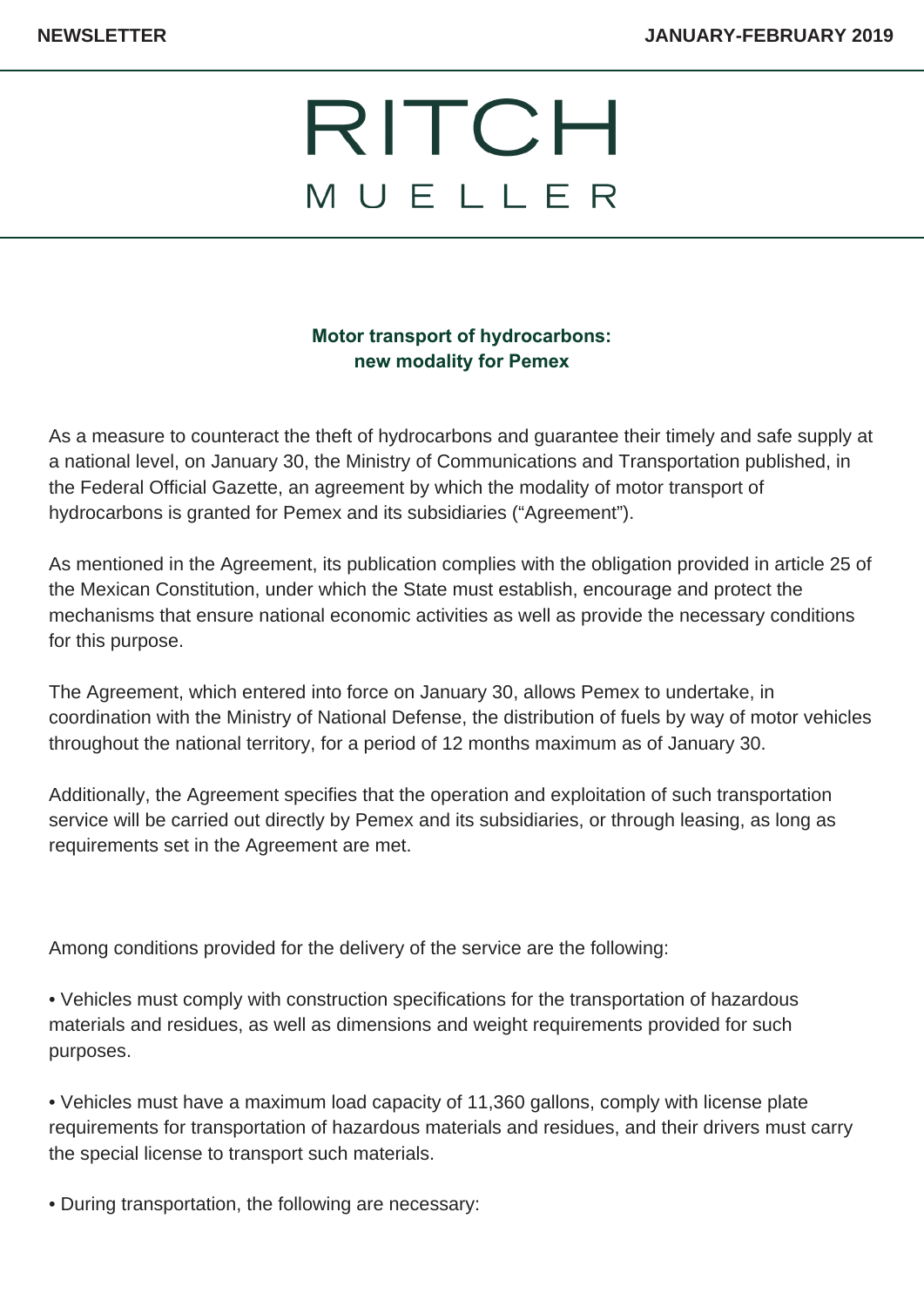# RITCH MUELLER

## Motor transport of hydrocarbons: new modality for Pemex

As a measure to counteract the theft of hydrocarbons and guarantee their timely and safe supply at a national level, on January 30, the Ministry of Communications and Transportation published, in the Federal Official Gazette, an agreement by which the modality of motor transport of hydrocarbons is granted for Pemex and its subsidiaries ("Agreement").

As mentioned in the Agreement, its publication complies with the obligation provided in article 25 of the Mexican Constitution, under which the State must establish, encourage and protect the mechanisms that ensure national economic activities as well as provide the necessary conditions for this purpose.

The Agreement, which entered into force on January 30, allows Pemex to undertake, in coordination with the Ministry of National Defense, the distribution of fuels by way of motor vehicles throughout the national territory, for a period of 12 months maximum as of January 30.

Additionally, the Agreement specifies that the operation and exploitation of such transportation service will be carried out directly by Pemex and its subsidiaries, or through leasing, as long as requirements set in the Agreement are met.

Among conditions provided for the delivery of the service are the following:

- Vehicles must comply with construction specifications for the transportation of hazardous materials and residues, as well as dimensions and weight requirements provided for such purposes.
- Vehicles must have a maximum load capacity of 11,360 gallons, comply with license plate requirements for transportation of hazardous materials and residues, and their drivers must carry the special license to transport such materials.
- During transportation, the following are necessary: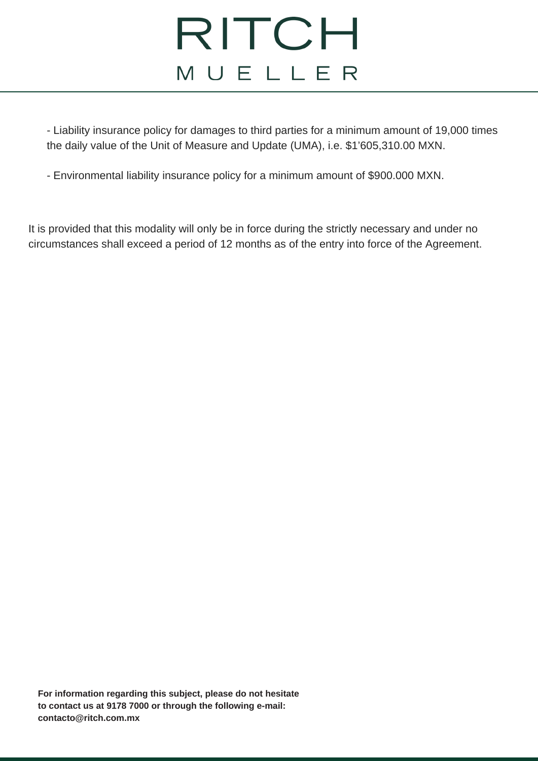- Liability insurance policy for damages to third parties for a minimum amount of 19,000 times the daily value of the Unit of Measure and Update (UMA), i.e. $1’605,310.00 MXN.

- Environmental liability insurance policy for a minimum amount of $900.000 MXN.

It is provided that this modality will only be in force during the strictly necessary and under no circumstances shall exceed a period of 12 months as of the entry into force of the Agreement.

**For information regarding this subject, please do not hesitate to contact us at 9178 7000 or through the following e-mail: contacto@ritch.com.mx**